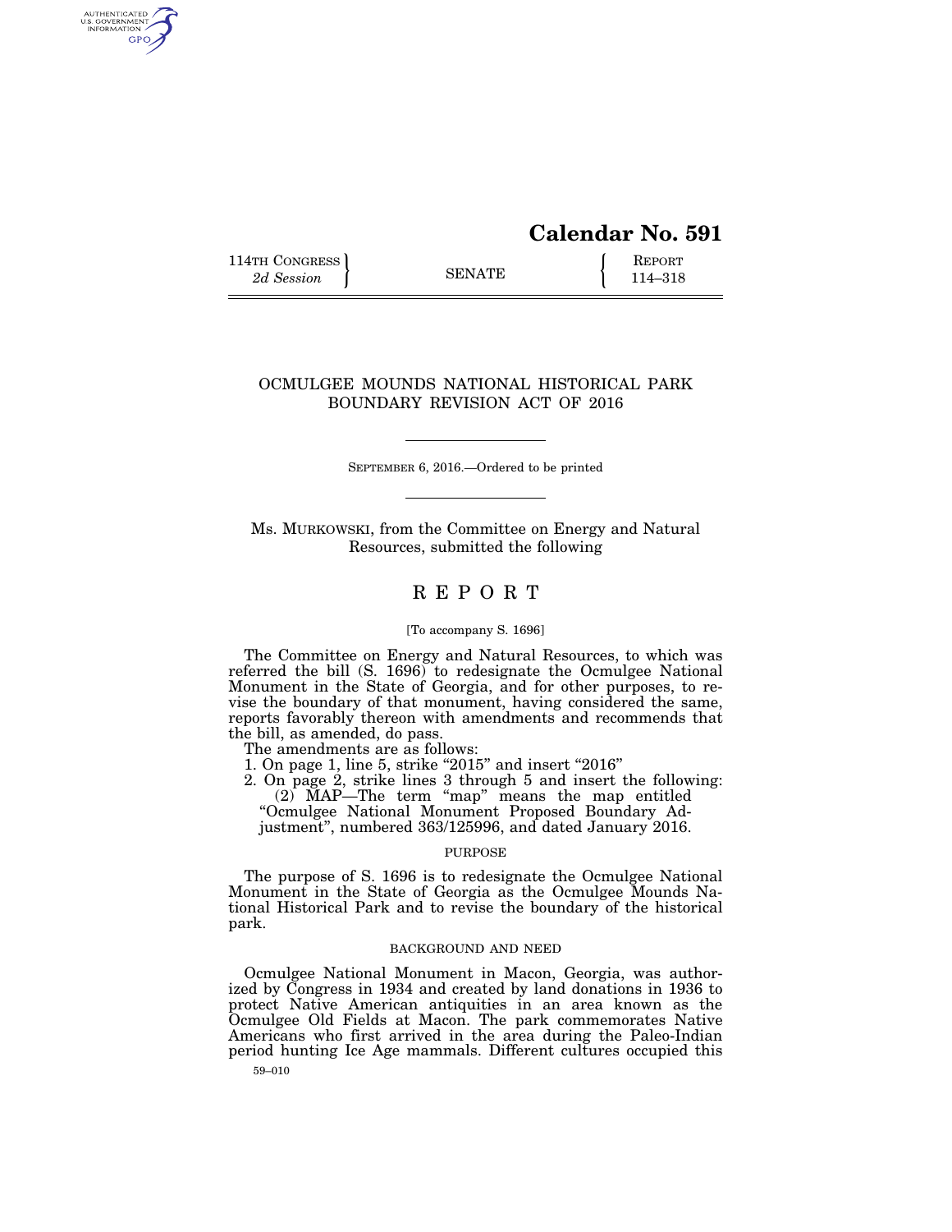# Calendar No. 591

114TH CONGRESS
*2d Session*

SENATE

REPORT
114–318

## OCMULGEE MOUNDS NATIONAL HISTORICAL PARK BOUNDARY REVISION ACT OF 2016

SEPTEMBER 6, 2016.—Ordered to be printed

Ms. MURKOWSKI, from the Committee on Energy and Natural Resources, submitted the following

## REPORT

[To accompany S. 1696]

The Committee on Energy and Natural Resources, to which was referred the bill (S. 1696) to redesignate the Ocmulgee National Monument in the State of Georgia, and for other purposes, to revise the boundary of that monument, having considered the same, reports favorably thereon with amendments and recommends that the bill, as amended, do pass.

The amendments are as follows:

1. On page 1, line 5, strike "2015" and insert "2016"
2. On page 2, strike lines 3 through 5 and insert the following:

   (2) MAP—The term "map" means the map entitled "Ocmulgee National Monument Proposed Boundary Adjustment", numbered 363/125996, and dated January 2016.

### PURPOSE

The purpose of S. 1696 is to redesignate the Ocmulgee National Monument in the State of Georgia as the Ocmulgee Mounds National Historical Park and to revise the boundary of the historical park.

### BACKGROUND AND NEED

Ocmulgee National Monument in Macon, Georgia, was authorized by Congress in 1934 and created by land donations in 1936 to protect Native American antiquities in an area known as the Ocmulgee Old Fields at Macon. The park commemorates Native Americans who first arrived in the area during the Paleo-Indian period hunting Ice Age mammals. Different cultures occupied this

59–010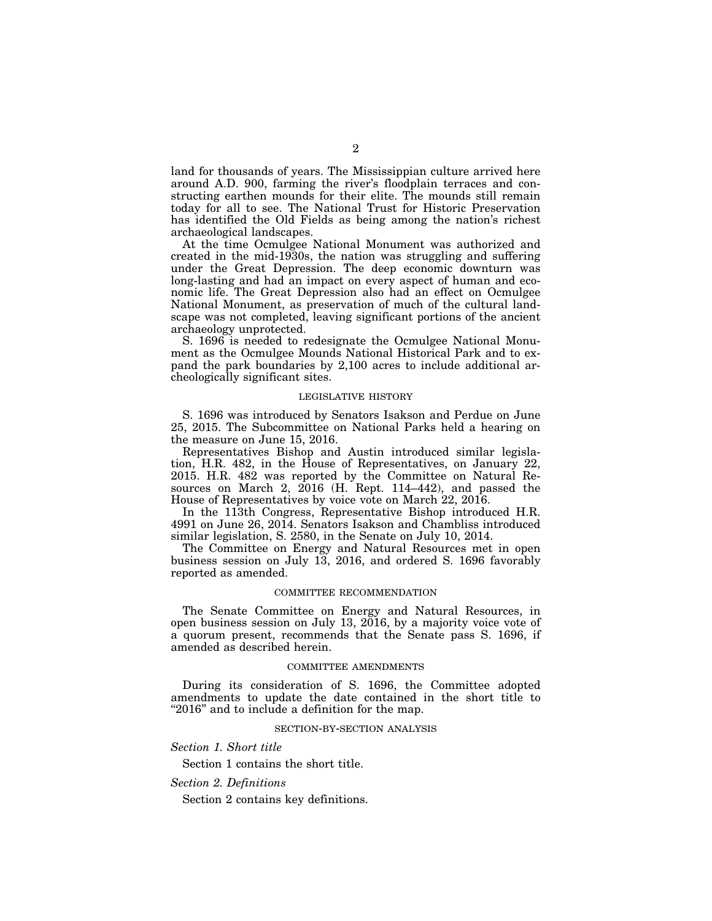land for thousands of years. The Mississippian culture arrived here around A.D. 900, farming the river's floodplain terraces and constructing earthen mounds for their elite. The mounds still remain today for all to see. The National Trust for Historic Preservation has identified the Old Fields as being among the nation's richest archaeological landscapes.

At the time Ocmulgee National Monument was authorized and created in the mid-1930s, the nation was struggling and suffering under the Great Depression. The deep economic downturn was long-lasting and had an impact on every aspect of human and economic life. The Great Depression also had an effect on Ocmulgee National Monument, as preservation of much of the cultural landscape was not completed, leaving significant portions of the ancient archaeology unprotected.

S. 1696 is needed to redesignate the Ocmulgee National Monument as the Ocmulgee Mounds National Historical Park and to expand the park boundaries by 2,100 acres to include additional archeologically significant sites.

## LEGISLATIVE HISTORY

S. 1696 was introduced by Senators Isakson and Perdue on June 25, 2015. The Subcommittee on National Parks held a hearing on the measure on June 15, 2016.

Representatives Bishop and Austin introduced similar legislation, H.R. 482, in the House of Representatives, on January 22, 2015. H.R. 482 was reported by the Committee on Natural Resources on March 2, 2016 (H. Rept. 114–442), and passed the House of Representatives by voice vote on March 22, 2016.

In the 113th Congress, Representative Bishop introduced H.R. 4991 on June 26, 2014. Senators Isakson and Chambliss introduced similar legislation, S. 2580, in the Senate on July 10, 2014.

The Committee on Energy and Natural Resources met in open business session on July 13, 2016, and ordered S. 1696 favorably reported as amended.

## COMMITTEE RECOMMENDATION

The Senate Committee on Energy and Natural Resources, in open business session on July 13, 2016, by a majority voice vote of a quorum present, recommends that the Senate pass S. 1696, if amended as described herein.

## COMMITTEE AMENDMENTS

During its consideration of S. 1696, the Committee adopted amendments to update the date contained in the short title to "2016" and to include a definition for the map.

## SECTION-BY-SECTION ANALYSIS

*Section 1. Short title*

Section 1 contains the short title.

*Section 2. Definitions*

Section 2 contains key definitions.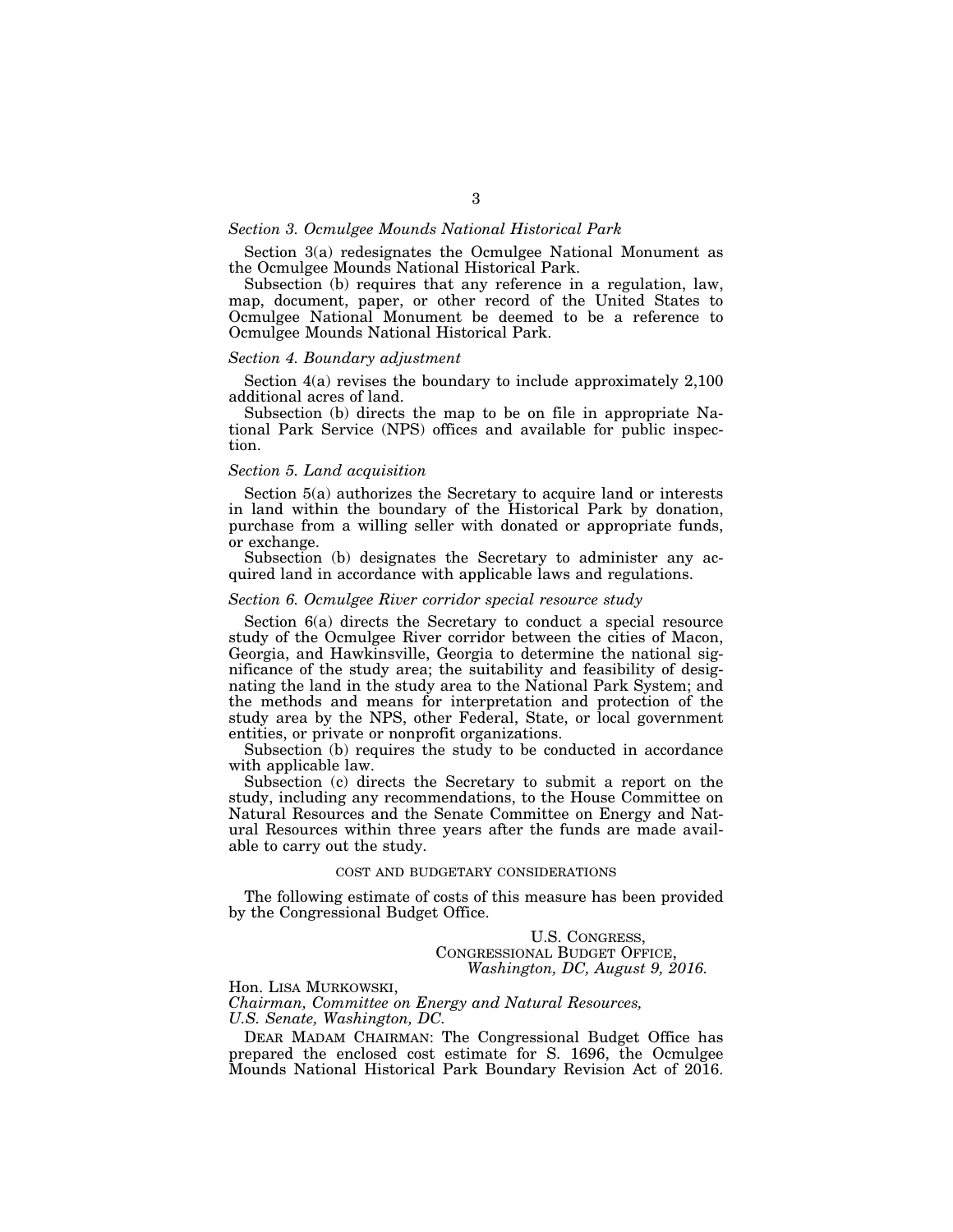*Section 3. Ocmulgee Mounds National Historical Park*

Section 3(a) redesignates the Ocmulgee National Monument as the Ocmulgee Mounds National Historical Park.

Subsection (b) requires that any reference in a regulation, law, map, document, paper, or other record of the United States to Ocmulgee National Monument be deemed to be a reference to Ocmulgee Mounds National Historical Park.

*Section 4. Boundary adjustment*

Section 4(a) revises the boundary to include approximately 2,100 additional acres of land.

Subsection (b) directs the map to be on file in appropriate National Park Service (NPS) offices and available for public inspection.

*Section 5. Land acquisition*

Section 5(a) authorizes the Secretary to acquire land or interests in land within the boundary of the Historical Park by donation, purchase from a willing seller with donated or appropriate funds, or exchange.

Subsection (b) designates the Secretary to administer any acquired land in accordance with applicable laws and regulations.

*Section 6. Ocmulgee River corridor special resource study*

Section 6(a) directs the Secretary to conduct a special resource study of the Ocmulgee River corridor between the cities of Macon, Georgia, and Hawkinsville, Georgia to determine the national significance of the study area; the suitability and feasibility of designating the land in the study area to the National Park System; and the methods and means for interpretation and protection of the study area by the NPS, other Federal, State, or local government entities, or private or nonprofit organizations.

Subsection (b) requires the study to be conducted in accordance with applicable law.

Subsection (c) directs the Secretary to submit a report on the study, including any recommendations, to the House Committee on Natural Resources and the Senate Committee on Energy and Natural Resources within three years after the funds are made available to carry out the study.

## COST AND BUDGETARY CONSIDERATIONS

The following estimate of costs of this measure has been provided by the Congressional Budget Office.

U.S. CONGRESS,
CONGRESSIONAL BUDGET OFFICE,
*Washington, DC, August 9, 2016.*

Hon. LISA MURKOWSKI,
*Chairman, Committee on Energy and Natural Resources,*
*U.S. Senate, Washington, DC.*

DEAR MADAM CHAIRMAN: The Congressional Budget Office has prepared the enclosed cost estimate for S. 1696, the Ocmulgee Mounds National Historical Park Boundary Revision Act of 2016.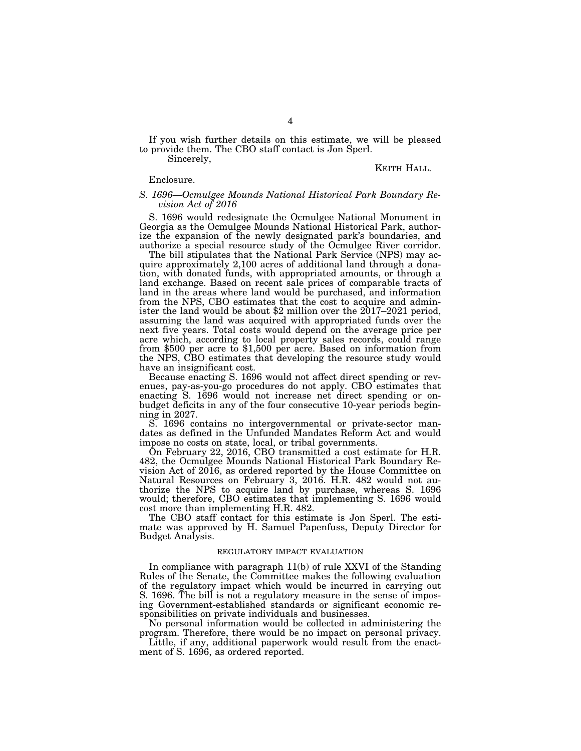If you wish further details on this estimate, we will be pleased to provide them. The CBO staff contact is Jon Sperl.

Sincerely,

KEITH HALL.

Enclosure.

*S. 1696—Ocmulgee Mounds National Historical Park Boundary Revision Act of 2016*

S. 1696 would redesignate the Ocmulgee National Monument in Georgia as the Ocmulgee Mounds National Historical Park, authorize the expansion of the newly designated park's boundaries, and authorize a special resource study of the Ocmulgee River corridor.

The bill stipulates that the National Park Service (NPS) may acquire approximately 2,100 acres of additional land through a donation, with donated funds, with appropriated amounts, or through a land exchange. Based on recent sale prices of comparable tracts of land in the areas where land would be purchased, and information from the NPS, CBO estimates that the cost to acquire and administer the land would be about $2 million over the 2017–2021 period, assuming the land was acquired with appropriated funds over the next five years. Total costs would depend on the average price per acre which, according to local property sales records, could range from $500 per acre to $1,500 per acre. Based on information from the NPS, CBO estimates that developing the resource study would have an insignificant cost.

Because enacting S. 1696 would not affect direct spending or revenues, pay-as-you-go procedures do not apply. CBO estimates that enacting S. 1696 would not increase net direct spending or on-budget deficits in any of the four consecutive 10-year periods beginning in 2027.

S. 1696 contains no intergovernmental or private-sector mandates as defined in the Unfunded Mandates Reform Act and would impose no costs on state, local, or tribal governments.

On February 22, 2016, CBO transmitted a cost estimate for H.R. 482, the Ocmulgee Mounds National Historical Park Boundary Revision Act of 2016, as ordered reported by the House Committee on Natural Resources on February 3, 2016. H.R. 482 would not authorize the NPS to acquire land by purchase, whereas S. 1696 would; therefore, CBO estimates that implementing S. 1696 would cost more than implementing H.R. 482.

The CBO staff contact for this estimate is Jon Sperl. The estimate was approved by H. Samuel Papenfuss, Deputy Director for Budget Analysis.

## REGULATORY IMPACT EVALUATION

In compliance with paragraph 11(b) of rule XXVI of the Standing Rules of the Senate, the Committee makes the following evaluation of the regulatory impact which would be incurred in carrying out S. 1696. The bill is not a regulatory measure in the sense of imposing Government-established standards or significant economic responsibilities on private individuals and businesses.

No personal information would be collected in administering the program. Therefore, there would be no impact on personal privacy.

Little, if any, additional paperwork would result from the enactment of S. 1696, as ordered reported.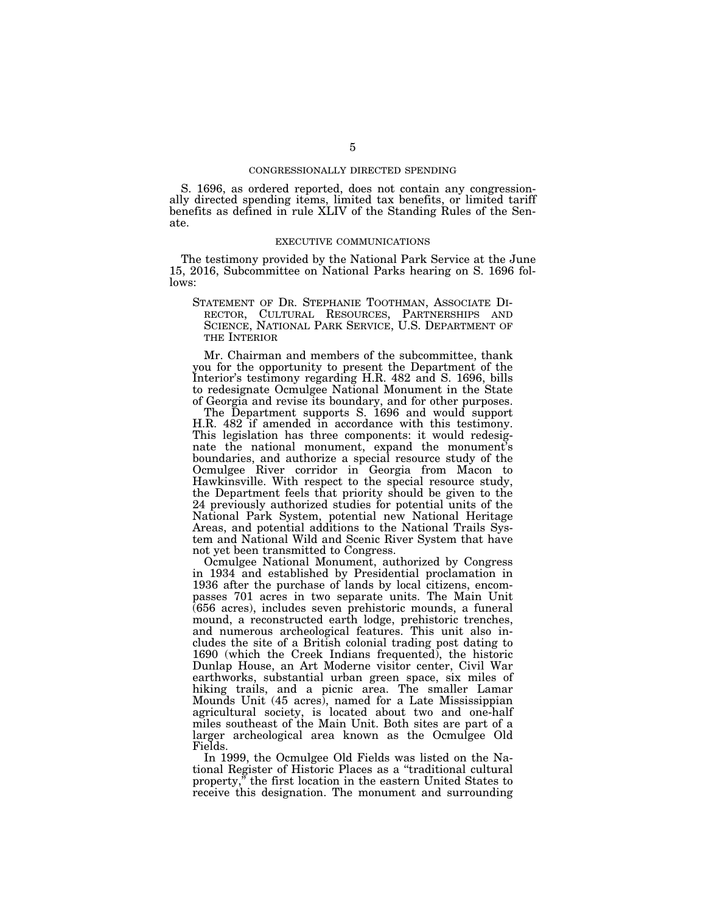## CONGRESSIONALLY DIRECTED SPENDING

S. 1696, as ordered reported, does not contain any congressionally directed spending items, limited tax benefits, or limited tariff benefits as defined in rule XLIV of the Standing Rules of the Senate.

## EXECUTIVE COMMUNICATIONS

The testimony provided by the National Park Service at the June 15, 2016, Subcommittee on National Parks hearing on S. 1696 follows:

### STATEMENT OF DR. STEPHANIE TOOTHMAN, ASSOCIATE DIRECTOR, CULTURAL RESOURCES, PARTNERSHIPS AND SCIENCE, NATIONAL PARK SERVICE, U.S. DEPARTMENT OF THE INTERIOR

Mr. Chairman and members of the subcommittee, thank you for the opportunity to present the Department of the Interior's testimony regarding H.R. 482 and S. 1696, bills to redesignate Ocmulgee National Monument in the State of Georgia and revise its boundary, and for other purposes.

The Department supports S. 1696 and would support H.R. 482 if amended in accordance with this testimony. This legislation has three components: it would redesignate the national monument, expand the monument's boundaries, and authorize a special resource study of the Ocmulgee River corridor in Georgia from Macon to Hawkinsville. With respect to the special resource study, the Department feels that priority should be given to the 24 previously authorized studies for potential units of the National Park System, potential new National Heritage Areas, and potential additions to the National Trails System and National Wild and Scenic River System that have not yet been transmitted to Congress.

Ocmulgee National Monument, authorized by Congress in 1934 and established by Presidential proclamation in 1936 after the purchase of lands by local citizens, encompasses 701 acres in two separate units. The Main Unit (656 acres), includes seven prehistoric mounds, a funeral mound, a reconstructed earth lodge, prehistoric trenches, and numerous archeological features. This unit also includes the site of a British colonial trading post dating to 1690 (which the Creek Indians frequented), the historic Dunlap House, an Art Moderne visitor center, Civil War earthworks, substantial urban green space, six miles of hiking trails, and a picnic area. The smaller Lamar Mounds Unit (45 acres), named for a Late Mississippian agricultural society, is located about two and one-half miles southeast of the Main Unit. Both sites are part of a larger archeological area known as the Ocmulgee Old Fields.

In 1999, the Ocmulgee Old Fields was listed on the National Register of Historic Places as a "traditional cultural property," the first location in the eastern United States to receive this designation. The monument and surrounding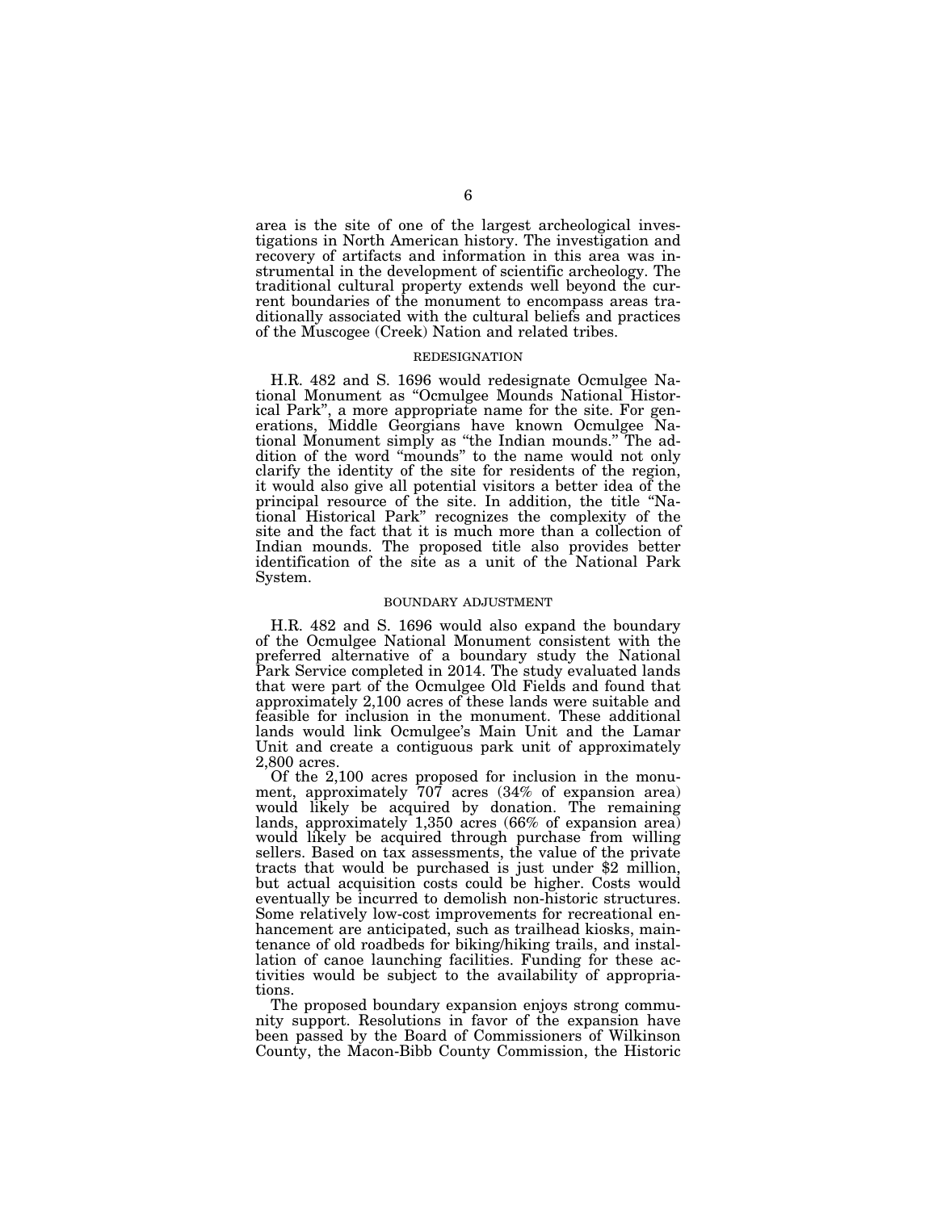area is the site of one of the largest archeological investigations in North American history. The investigation and recovery of artifacts and information in this area was instrumental in the development of scientific archeology. The traditional cultural property extends well beyond the current boundaries of the monument to encompass areas traditionally associated with the cultural beliefs and practices of the Muscogee (Creek) Nation and related tribes.

## REDESIGNATION

H.R. 482 and S. 1696 would redesignate Ocmulgee National Monument as "Ocmulgee Mounds National Historical Park", a more appropriate name for the site. For generations, Middle Georgians have known Ocmulgee National Monument simply as "the Indian mounds." The addition of the word "mounds" to the name would not only clarify the identity of the site for residents of the region, it would also give all potential visitors a better idea of the principal resource of the site. In addition, the title "National Historical Park" recognizes the complexity of the site and the fact that it is much more than a collection of Indian mounds. The proposed title also provides better identification of the site as a unit of the National Park System.

## BOUNDARY ADJUSTMENT

H.R. 482 and S. 1696 would also expand the boundary of the Ocmulgee National Monument consistent with the preferred alternative of a boundary study the National Park Service completed in 2014. The study evaluated lands that were part of the Ocmulgee Old Fields and found that approximately 2,100 acres of these lands were suitable and feasible for inclusion in the monument. These additional lands would link Ocmulgee's Main Unit and the Lamar Unit and create a contiguous park unit of approximately 2,800 acres.

Of the 2,100 acres proposed for inclusion in the monument, approximately 707 acres (34% of expansion area) would likely be acquired by donation. The remaining lands, approximately 1,350 acres (66% of expansion area) would likely be acquired through purchase from willing sellers. Based on tax assessments, the value of the private tracts that would be purchased is just under $2 million, but actual acquisition costs could be higher. Costs would eventually be incurred to demolish non-historic structures. Some relatively low-cost improvements for recreational enhancement are anticipated, such as trailhead kiosks, maintenance of old roadbeds for biking/hiking trails, and installation of canoe launching facilities. Funding for these activities would be subject to the availability of appropriations.

The proposed boundary expansion enjoys strong community support. Resolutions in favor of the expansion have been passed by the Board of Commissioners of Wilkinson County, the Macon-Bibb County Commission, the Historic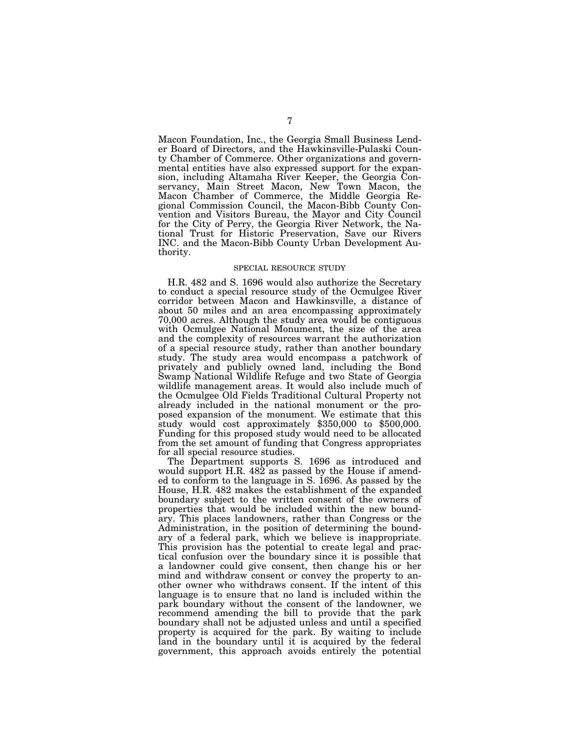Macon Foundation, Inc., the Georgia Small Business Lender Board of Directors, and the Hawkinsville-Pulaski County Chamber of Commerce. Other organizations and governmental entities have also expressed support for the expansion, including Altamaha River Keeper, the Georgia Conservancy, Main Street Macon, New Town Macon, the Macon Chamber of Commerce, the Middle Georgia Regional Commission Council, the Macon-Bibb County Convention and Visitors Bureau, the Mayor and City Council for the City of Perry, the Georgia River Network, the National Trust for Historic Preservation, Save our Rivers INC. and the Macon-Bibb County Urban Development Authority.

### SPECIAL RESOURCE STUDY

H.R. 482 and S. 1696 would also authorize the Secretary to conduct a special resource study of the Ocmulgee River corridor between Macon and Hawkinsville, a distance of about 50 miles and an area encompassing approximately 70,000 acres. Although the study area would be contiguous with Ocmulgee National Monument, the size of the area and the complexity of resources warrant the authorization of a special resource study, rather than another boundary study. The study area would encompass a patchwork of privately and publicly owned land, including the Bond Swamp National Wildlife Refuge and two State of Georgia wildlife management areas. It would also include much of the Ocmulgee Old Fields Traditional Cultural Property not already included in the national monument or the proposed expansion of the monument. We estimate that this study would cost approximately $350,000 to $500,000. Funding for this proposed study would need to be allocated from the set amount of funding that Congress appropriates for all special resource studies.

The Department supports S. 1696 as introduced and would support H.R. 482 as passed by the House if amended to conform to the language in S. 1696. As passed by the House, H.R. 482 makes the establishment of the expanded boundary subject to the written consent of the owners of properties that would be included within the new boundary. This places landowners, rather than Congress or the Administration, in the position of determining the boundary of a federal park, which we believe is inappropriate. This provision has the potential to create legal and practical confusion over the boundary since it is possible that a landowner could give consent, then change his or her mind and withdraw consent or convey the property to another owner who withdraws consent. If the intent of this language is to ensure that no land is included within the park boundary without the consent of the landowner, we recommend amending the bill to provide that the park boundary shall not be adjusted unless and until a specified property is acquired for the park. By waiting to include land in the boundary until it is acquired by the federal government, this approach avoids entirely the potential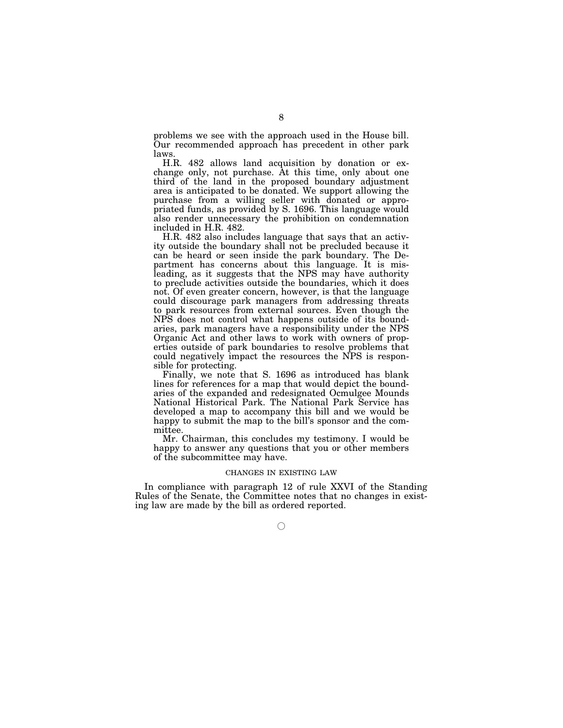problems we see with the approach used in the House bill. Our recommended approach has precedent in other park laws.

H.R. 482 allows land acquisition by donation or exchange only, not purchase. At this time, only about one third of the land in the proposed boundary adjustment area is anticipated to be donated. We support allowing the purchase from a willing seller with donated or appropriated funds, as provided by S. 1696. This language would also render unnecessary the prohibition on condemnation included in H.R. 482.

H.R. 482 also includes language that says that an activity outside the boundary shall not be precluded because it can be heard or seen inside the park boundary. The Department has concerns about this language. It is misleading, as it suggests that the NPS may have authority to preclude activities outside the boundaries, which it does not. Of even greater concern, however, is that the language could discourage park managers from addressing threats to park resources from external sources. Even though the NPS does not control what happens outside of its boundaries, park managers have a responsibility under the NPS Organic Act and other laws to work with owners of properties outside of park boundaries to resolve problems that could negatively impact the resources the NPS is responsible for protecting.

Finally, we note that S. 1696 as introduced has blank lines for references for a map that would depict the boundaries of the expanded and redesignated Ocmulgee Mounds National Historical Park. The National Park Service has developed a map to accompany this bill and we would be happy to submit the map to the bill's sponsor and the committee.

Mr. Chairman, this concludes my testimony. I would be happy to answer any questions that you or other members of the subcommittee may have.

## CHANGES IN EXISTING LAW

In compliance with paragraph 12 of rule XXVI of the Standing Rules of the Senate, the Committee notes that no changes in existing law are made by the bill as ordered reported.